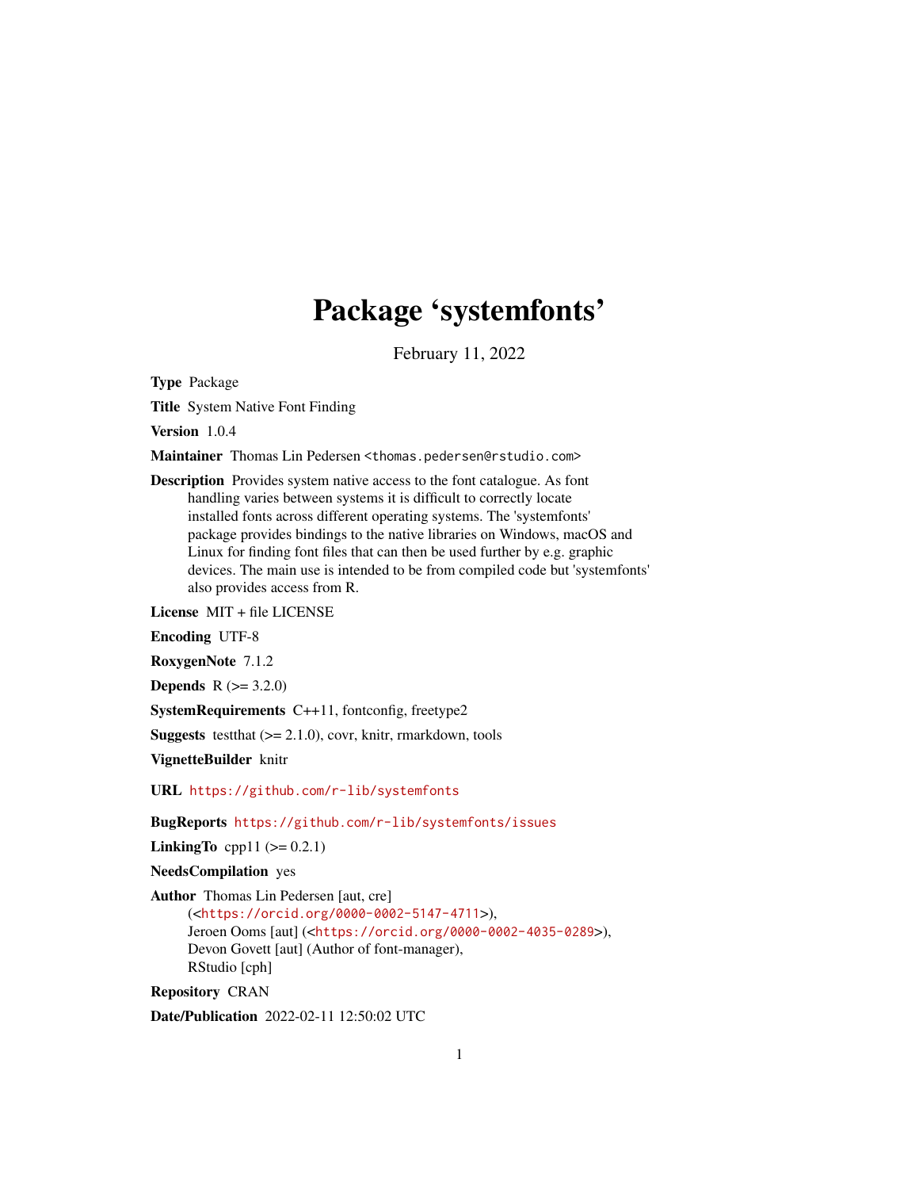# Package 'systemfonts'

February 11, 2022

**Type** Package

**Title** System Native Font Finding

**Version** 1.0.4

**Maintainer** Thomas Lin Pedersen <thomas.pedersen@rstudio.com>

**Description** Provides system native access to the font catalogue. As font handling varies between systems it is difficult to correctly locate installed fonts across different operating systems. The 'systemfonts' package provides bindings to the native libraries on Windows, macOS and Linux for finding font files that can then be used further by e.g. graphic devices. The main use is intended to be from compiled code but 'systemfonts' also provides access from R.

**License** MIT + file LICENSE

**Encoding** UTF-8

**RoxygenNote** 7.1.2

**Depends** R (>= 3.2.0)

**SystemRequirements** C++11, fontconfig, freetype2

**Suggests** testthat (>= 2.1.0), covr, knitr, rmarkdown, tools

**VignetteBuilder** knitr

**URL** https://github.com/r-lib/systemfonts

**BugReports** https://github.com/r-lib/systemfonts/issues

**LinkingTo** cpp11 (>= 0.2.1)

**NeedsCompilation** yes

**Author** Thomas Lin Pedersen [aut, cre] (<https://orcid.org/0000-0002-5147-4711>), Jeroen Ooms [aut] (<https://orcid.org/0000-0002-4035-0289>), Devon Govett [aut] (Author of font-manager), RStudio [cph]

**Repository** CRAN

**Date/Publication** 2022-02-11 12:50:02 UTC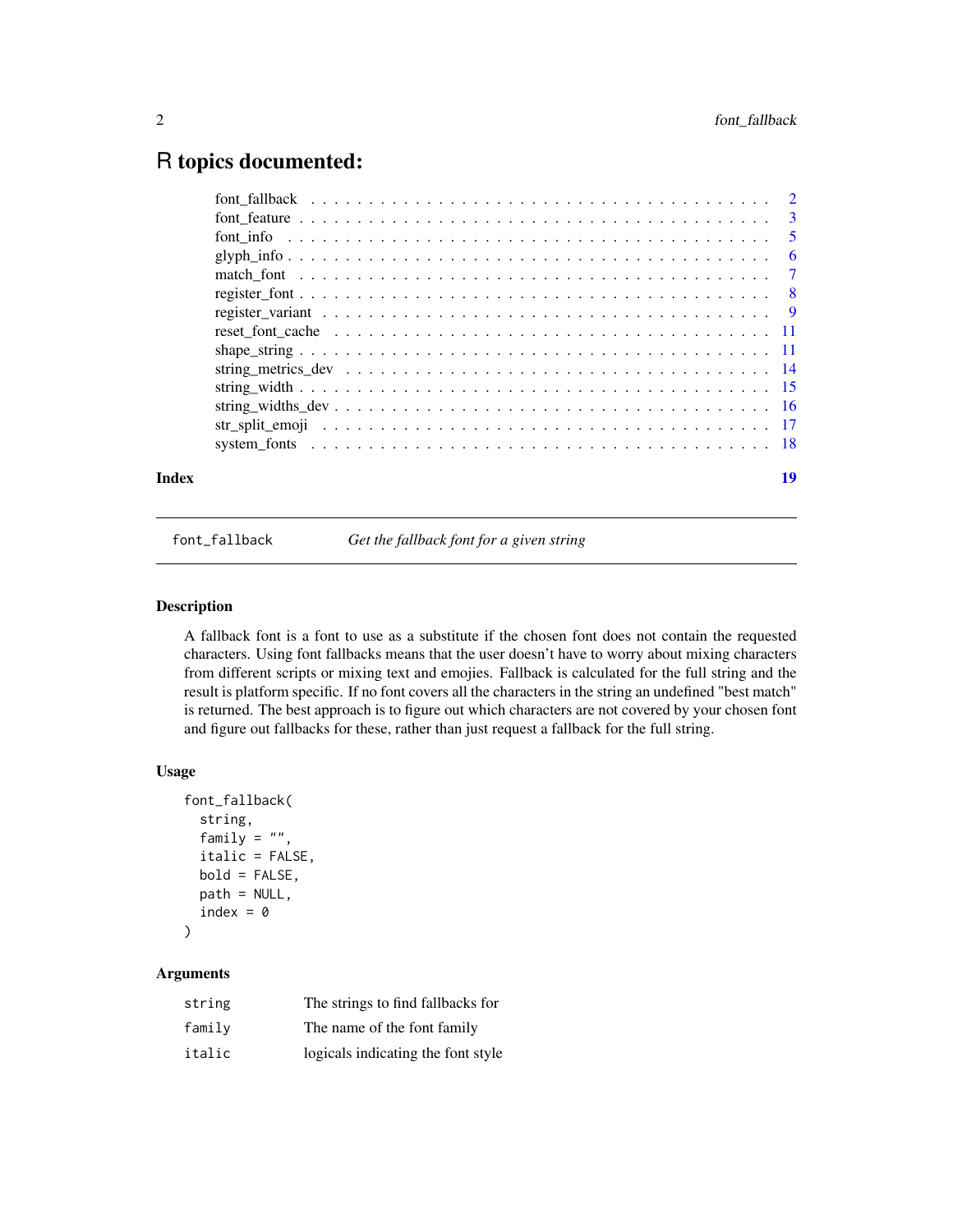# R topics documented:

| | |
|---|---|
| font_fallback | 2 |
| font_feature | 3 |
| font_info | 5 |
| glyph_info | 6 |
| match_font | 7 |
| register_font | 8 |
| register_variant | 9 |
| reset_font_cache | 11 |
| shape_string | 11 |
| string_metrics_dev | 14 |
| string_width | 15 |
| string_widths_dev | 16 |
| str_split_emoji | 17 |
| system_fonts | 18 |

**Index** **19**

---

font_fallback &nbsp;&nbsp;&nbsp;&nbsp; *Get the fallback font for a given string*

---

## Description

A fallback font is a font to use as a substitute if the chosen font does not contain the requested characters. Using font fallbacks means that the user doesn't have to worry about mixing characters from different scripts or mixing text and emojies. Fallback is calculated for the full string and the result is platform specific. If no font covers all the characters in the string an undefined "best match" is returned. The best approach is to figure out which characters are not covered by your chosen font and figure out fallbacks for these, rather than just request a fallback for the full string.

## Usage

```
font_fallback(
  string,
  family = "",
  italic = FALSE,
  bold = FALSE,
  path = NULL,
  index = 0
)
```

## Arguments

| | |
|---|---|
| string | The strings to find fallbacks for |
| family | The name of the font family |
| italic | logicals indicating the font style |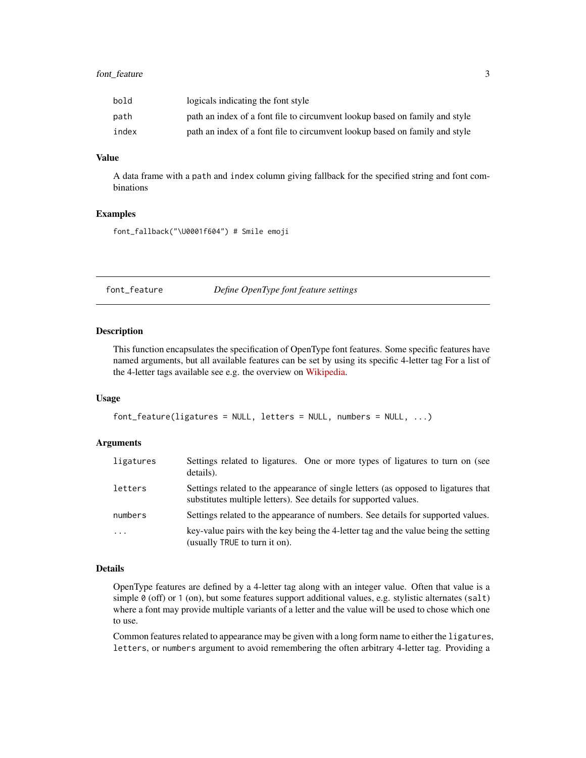| | |
|---|---|
| bold | logicals indicating the font style |
| path | path an index of a font file to circumvent lookup based on family and style |
| index | path an index of a font file to circumvent lookup based on family and style |

### Value

A data frame with a path and index column giving fallback for the specified string and font combinations

### Examples

```
font_fallback("\U0001f604") # Smile emoji
```

---

## font_feature *Define OpenType font feature settings*

---

### Description

This function encapsulates the specification of OpenType font features. Some specific features have named arguments, but all available features can be set by using its specific 4-letter tag For a list of the 4-letter tags available see e.g. the overview on Wikipedia.

### Usage

```
font_feature(ligatures = NULL, letters = NULL, numbers = NULL, ...)
```

### Arguments

| | |
|---|---|
| ligatures | Settings related to ligatures. One or more types of ligatures to turn on (see details). |
| letters | Settings related to the appearance of single letters (as opposed to ligatures that substitutes multiple letters). See details for supported values. |
| numbers | Settings related to the appearance of numbers. See details for supported values. |
| ... | key-value pairs with the key being the 4-letter tag and the value being the setting (usually TRUE to turn it on). |

### Details

OpenType features are defined by a 4-letter tag along with an integer value. Often that value is a simple 0 (off) or 1 (on), but some features support additional values, e.g. stylistic alternates (salt) where a font may provide multiple variants of a letter and the value will be used to chose which one to use.

Common features related to appearance may be given with a long form name to either the ligatures, letters, or numbers argument to avoid remembering the often arbitrary 4-letter tag. Providing a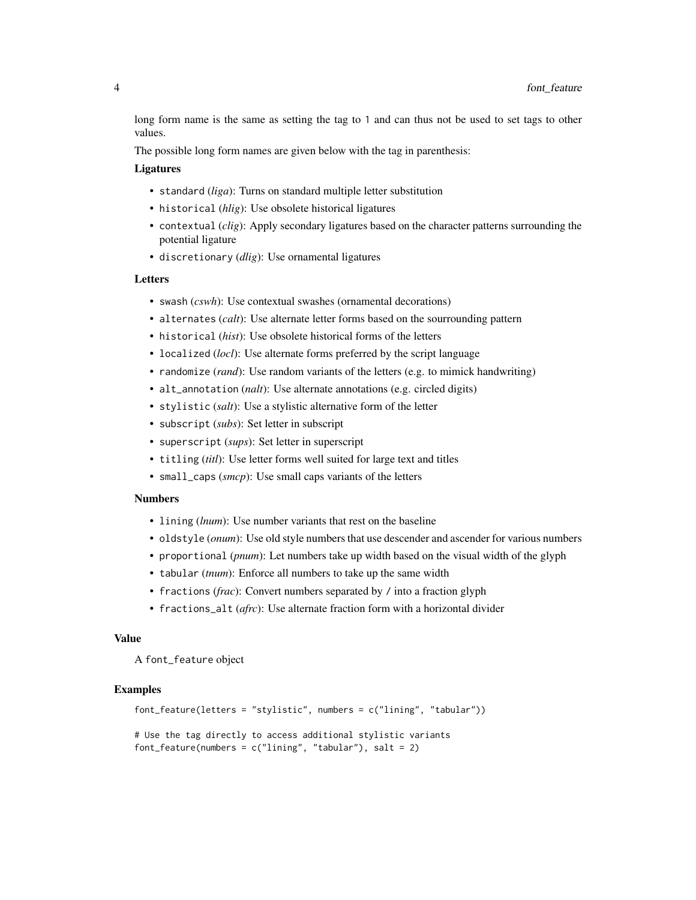long form name is the same as setting the tag to 1 and can thus not be used to set tags to other values.

The possible long form names are given below with the tag in parenthesis:

**Ligatures**

- `standard` (*liga*): Turns on standard multiple letter substitution
- `historical` (*hlig*): Use obsolete historical ligatures
- `contextual` (*clig*): Apply secondary ligatures based on the character patterns surrounding the potential ligature
- `discretionary` (*dlig*): Use ornamental ligatures

**Letters**

- `swash` (*cswh*): Use contextual swashes (ornamental decorations)
- `alternates` (*calt*): Use alternate letter forms based on the sourrounding pattern
- `historical` (*hist*): Use obsolete historical forms of the letters
- `localized` (*locl*): Use alternate forms preferred by the script language
- `randomize` (*rand*): Use random variants of the letters (e.g. to mimick handwriting)
- `alt_annotation` (*nalt*): Use alternate annotations (e.g. circled digits)
- `stylistic` (*salt*): Use a stylistic alternative form of the letter
- `subscript` (*subs*): Set letter in subscript
- `superscript` (*sups*): Set letter in superscript
- `titling` (*titl*): Use letter forms well suited for large text and titles
- `small_caps` (*smcp*): Use small caps variants of the letters

**Numbers**

- `lining` (*lnum*): Use number variants that rest on the baseline
- `oldstyle` (*onum*): Use old style numbers that use descender and ascender for various numbers
- `proportional` (*pnum*): Let numbers take up width based on the visual width of the glyph
- `tabular` (*tnum*): Enforce all numbers to take up the same width
- `fractions` (*frac*): Convert numbers separated by `/` into a fraction glyph
- `fractions_alt` (*afrc*): Use alternate fraction form with a horizontal divider

## Value

A `font_feature` object

## Examples

```
font_feature(letters = "stylistic", numbers = c("lining", "tabular"))

# Use the tag directly to access additional stylistic variants
font_feature(numbers = c("lining", "tabular"), salt = 2)
```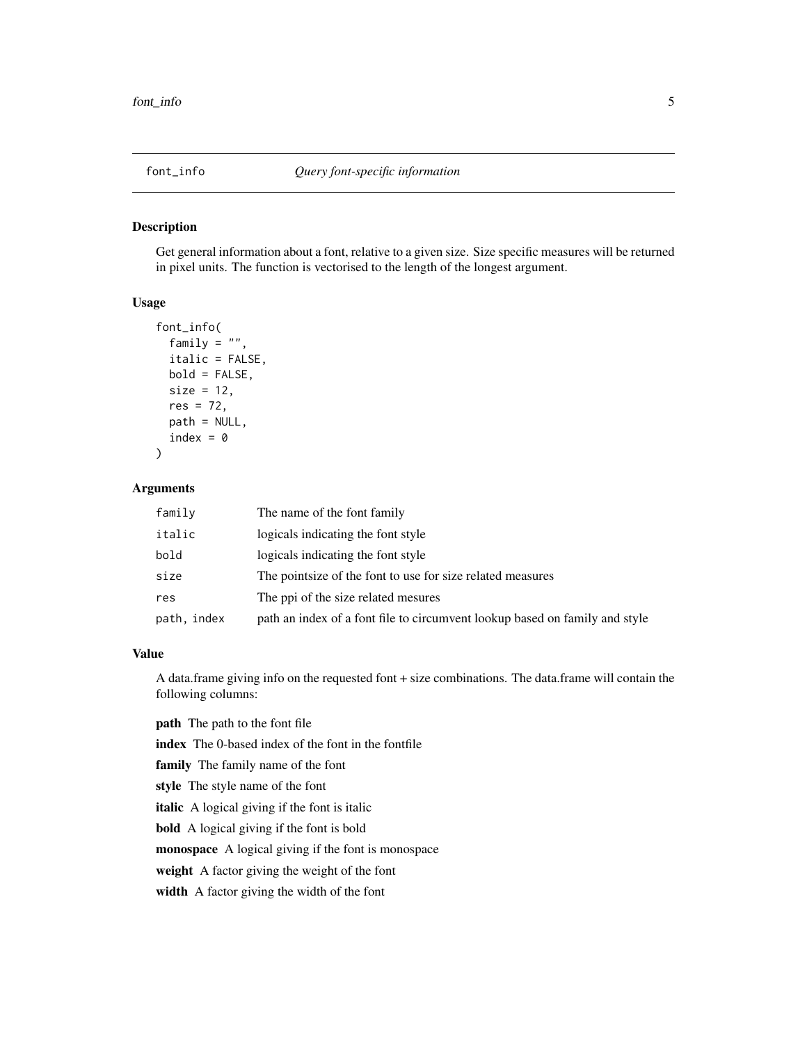## font_info *Query font-specific information*

### Description

Get general information about a font, relative to a given size. Size specific measures will be returned in pixel units. The function is vectorised to the length of the longest argument.

### Usage

```
font_info(
  family = "",
  italic = FALSE,
  bold = FALSE,
  size = 12,
  res = 72,
  path = NULL,
  index = 0
)
```

### Arguments

| | |
|---|---|
| `family` | The name of the font family |
| `italic` | logicals indicating the font style |
| `bold` | logicals indicating the font style |
| `size` | The pointsize of the font to use for size related measures |
| `res` | The ppi of the size related mesures |
| `path, index` | path an index of a font file to circumvent lookup based on family and style |

### Value

A data.frame giving info on the requested font + size combinations. The data.frame will contain the following columns:

**path** The path to the font file

**index** The 0-based index of the font in the fontfile

**family** The family name of the font

**style** The style name of the font

**italic** A logical giving if the font is italic

**bold** A logical giving if the font is bold

**monospace** A logical giving if the font is monospace

**weight** A factor giving the weight of the font

**width** A factor giving the width of the font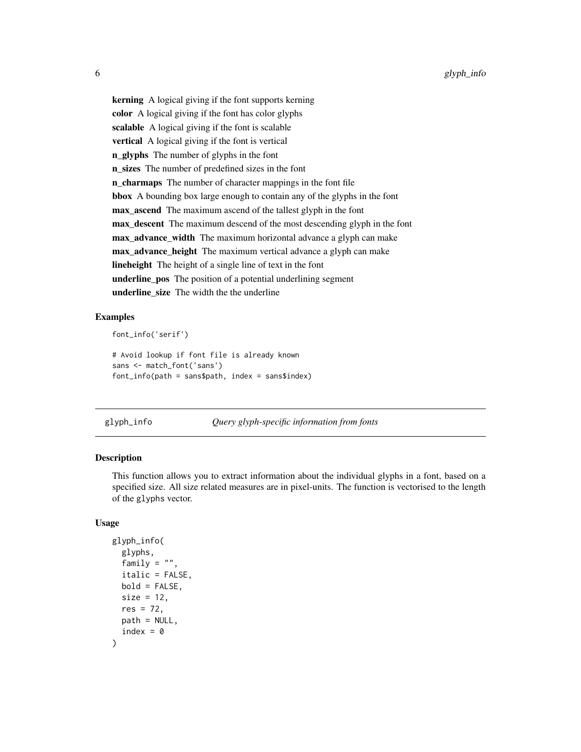**kerning** A logical giving if the font supports kerning
**color** A logical giving if the font has color glyphs
**scalable** A logical giving if the font is scalable
**vertical** A logical giving if the font is vertical
**n_glyphs** The number of glyphs in the font
**n_sizes** The number of predefined sizes in the font
**n_charmaps** The number of character mappings in the font file
**bbox** A bounding box large enough to contain any of the glyphs in the font
**max_ascend** The maximum ascend of the tallest glyph in the font
**max_descent** The maximum descend of the most descending glyph in the font
**max_advance_width** The maximum horizontal advance a glyph can make
**max_advance_height** The maximum vertical advance a glyph can make
**lineheight** The height of a single line of text in the font
**underline_pos** The position of a potential underlining segment
**underline_size** The width the the underline

### Examples

```
font_info('serif')

# Avoid lookup if font file is already known
sans <- match_font('sans')
font_info(path = sans$path, index = sans$index)
```

---

## glyph_info — *Query glyph-specific information from fonts*

---

### Description

This function allows you to extract information about the individual glyphs in a font, based on a specified size. All size related measures are in pixel-units. The function is vectorised to the length of the glyphs vector.

### Usage

```
glyph_info(
  glyphs,
  family = "",
  italic = FALSE,
  bold = FALSE,
  size = 12,
  res = 72,
  path = NULL,
  index = 0
)
```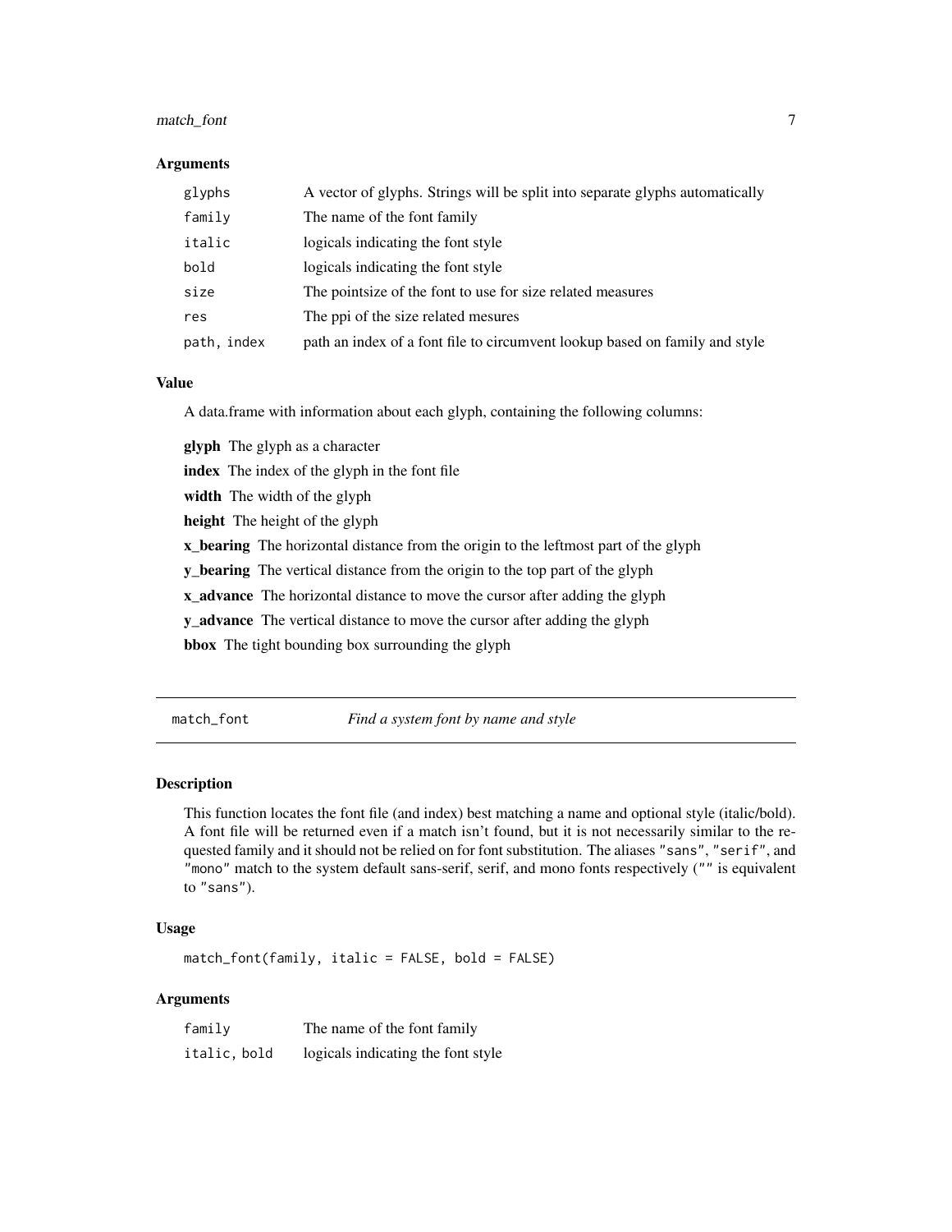### Arguments

| | |
|---|---|
| `glyphs` | A vector of glyphs. Strings will be split into separate glyphs automatically |
| `family` | The name of the font family |
| `italic` | logicals indicating the font style |
| `bold` | logicals indicating the font style |
| `size` | The pointsize of the font to use for size related measures |
| `res` | The ppi of the size related mesures |
| `path, index` | path an index of a font file to circumvent lookup based on family and style |

### Value

A data.frame with information about each glyph, containing the following columns:

**glyph** The glyph as a character

**index** The index of the glyph in the font file

**width** The width of the glyph

**height** The height of the glyph

**x_bearing** The horizontal distance from the origin to the leftmost part of the glyph

**y_bearing** The vertical distance from the origin to the top part of the glyph

**x_advance** The horizontal distance to move the cursor after adding the glyph

**y_advance** The vertical distance to move the cursor after adding the glyph

**bbox** The tight bounding box surrounding the glyph

---

## match_font *Find a system font by name and style*

### Description

This function locates the font file (and index) best matching a name and optional style (italic/bold). A font file will be returned even if a match isn't found, but it is not necessarily similar to the requested family and it should not be relied on for font substitution. The aliases "sans", "serif", and "mono" match to the system default sans-serif, serif, and mono fonts respectively ("" is equivalent to "sans").

### Usage

```
match_font(family, italic = FALSE, bold = FALSE)
```

### Arguments

| | |
|---|---|
| `family` | The name of the font family |
| `italic, bold` | logicals indicating the font style |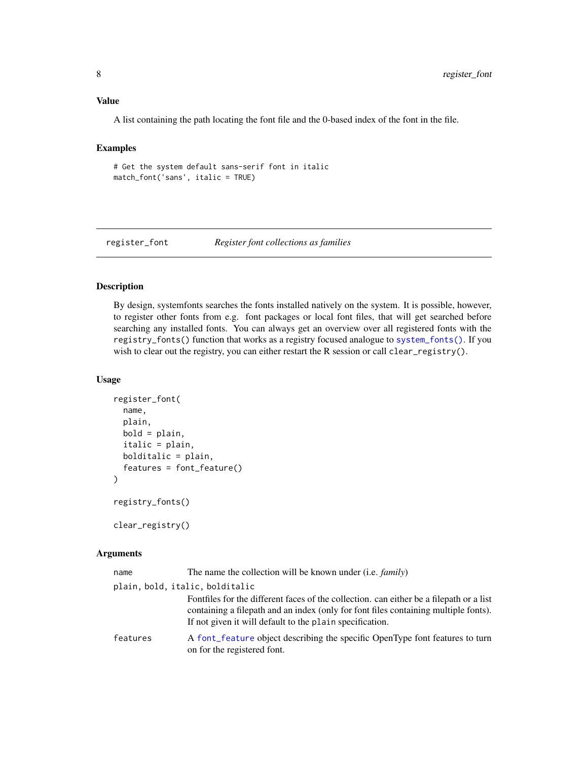### Value

A list containing the path locating the font file and the 0-based index of the font in the file.

### Examples

```
# Get the system default sans-serif font in italic
match_font('sans', italic = TRUE)
```

---

## register_font — *Register font collections as families*

---

### Description

By design, systemfonts searches the fonts installed natively on the system. It is possible, however, to register other fonts from e.g. font packages or local font files, that will get searched before searching any installed fonts. You can always get an overview over all registered fonts with the `registry_fonts()` function that works as a registry focused analogue to `system_fonts()`. If you wish to clear out the registry, you can either restart the R session or call `clear_registry()`.

### Usage

```
register_font(
  name,
  plain,
  bold = plain,
  italic = plain,
  bolditalic = plain,
  features = font_feature()
)

registry_fonts()

clear_registry()
```

### Arguments

| | |
|---|---|
| `name` | The name the collection will be known under (i.e. *family*) |
| `plain, bold, italic, bolditalic` | Fontfiles for the different faces of the collection. can either be a filepath or a list containing a filepath and an index (only for font files containing multiple fonts). If not given it will default to the `plain` specification. |
| `features` | A `font_feature` object describing the specific OpenType font features to turn on for the registered font. |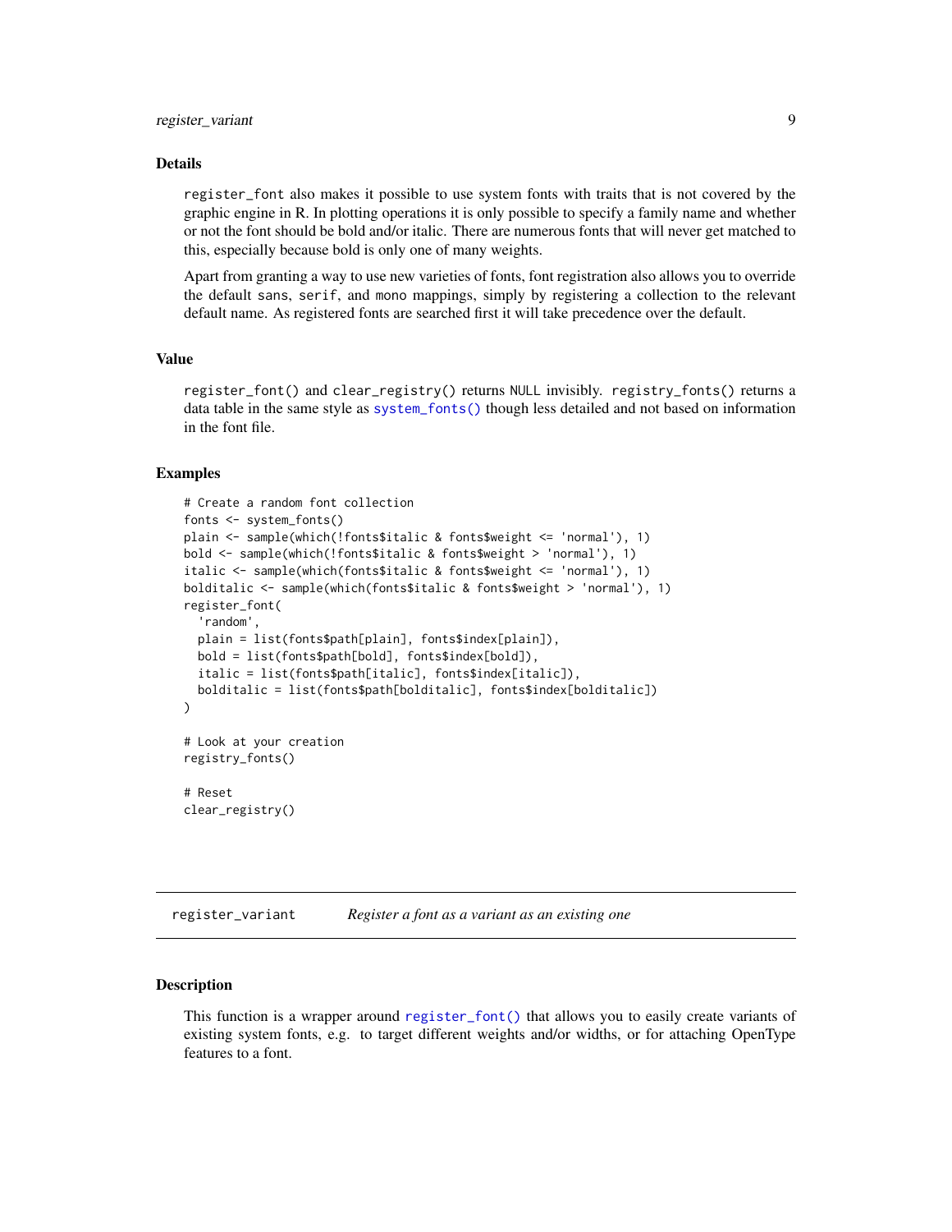### Details

`register_font` also makes it possible to use system fonts with traits that is not covered by the graphic engine in R. In plotting operations it is only possible to specify a family name and whether or not the font should be bold and/or italic. There are numerous fonts that will never get matched to this, especially because bold is only one of many weights.

Apart from granting a way to use new varieties of fonts, font registration also allows you to override the default `sans`, `serif`, and `mono` mappings, simply by registering a collection to the relevant default name. As registered fonts are searched first it will take precedence over the default.

### Value

`register_font()` and `clear_registry()` returns `NULL` invisibly. `registry_fonts()` returns a data table in the same style as `system_fonts()` though less detailed and not based on information in the font file.

### Examples

```
# Create a random font collection
fonts <- system_fonts()
plain <- sample(which(!fonts$italic & fonts$weight <= 'normal'), 1)
bold <- sample(which(!fonts$italic & fonts$weight > 'normal'), 1)
italic <- sample(which(fonts$italic & fonts$weight <= 'normal'), 1)
bolditalic <- sample(which(fonts$italic & fonts$weight > 'normal'), 1)
register_font(
  'random',
  plain = list(fonts$path[plain], fonts$index[plain]),
  bold = list(fonts$path[bold], fonts$index[bold]),
  italic = list(fonts$path[italic], fonts$index[italic]),
  bolditalic = list(fonts$path[bolditalic], fonts$index[bolditalic])
)

# Look at your creation
registry_fonts()

# Reset
clear_registry()
```

---

## register_variant — *Register a font as a variant as an existing one*

### Description

This function is a wrapper around `register_font()` that allows you to easily create variants of existing system fonts, e.g. to target different weights and/or widths, or for attaching OpenType features to a font.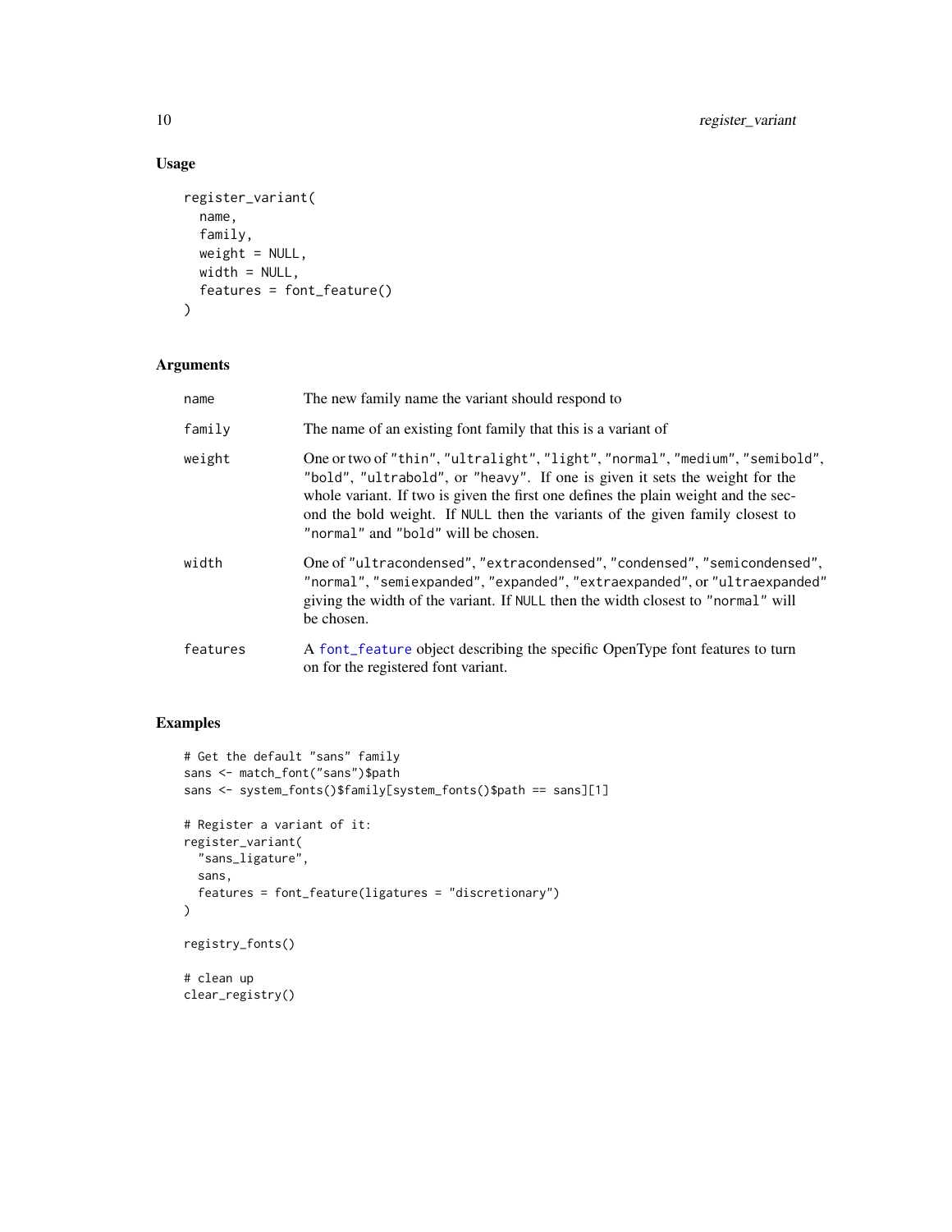## Usage

```
register_variant(
  name,
  family,
  weight = NULL,
  width = NULL,
  features = font_feature()
)
```

## Arguments

| | |
|---|---|
| name | The new family name the variant should respond to |
| family | The name of an existing font family that this is a variant of |
| weight | One or two of "thin", "ultralight", "light", "normal", "medium", "semibold", "bold", "ultrabold", or "heavy". If one is given it sets the weight for the whole variant. If two is given the first one defines the plain weight and the second the bold weight. If NULL then the variants of the given family closest to "normal" and "bold" will be chosen. |
| width | One of "ultracondensed", "extracondensed", "condensed", "semicondensed", "normal", "semiexpanded", "expanded", "extraexpanded", or "ultraexpanded" giving the width of the variant. If NULL then the width closest to "normal" will be chosen. |
| features | A font_feature object describing the specific OpenType font features to turn on for the registered font variant. |

## Examples

```
# Get the default "sans" family
sans <- match_font("sans")$path
sans <- system_fonts()$family[system_fonts()$path == sans][1]

# Register a variant of it:
register_variant(
  "sans_ligature",
  sans,
  features = font_feature(ligatures = "discretionary")
)

registry_fonts()

# clean up
clear_registry()
```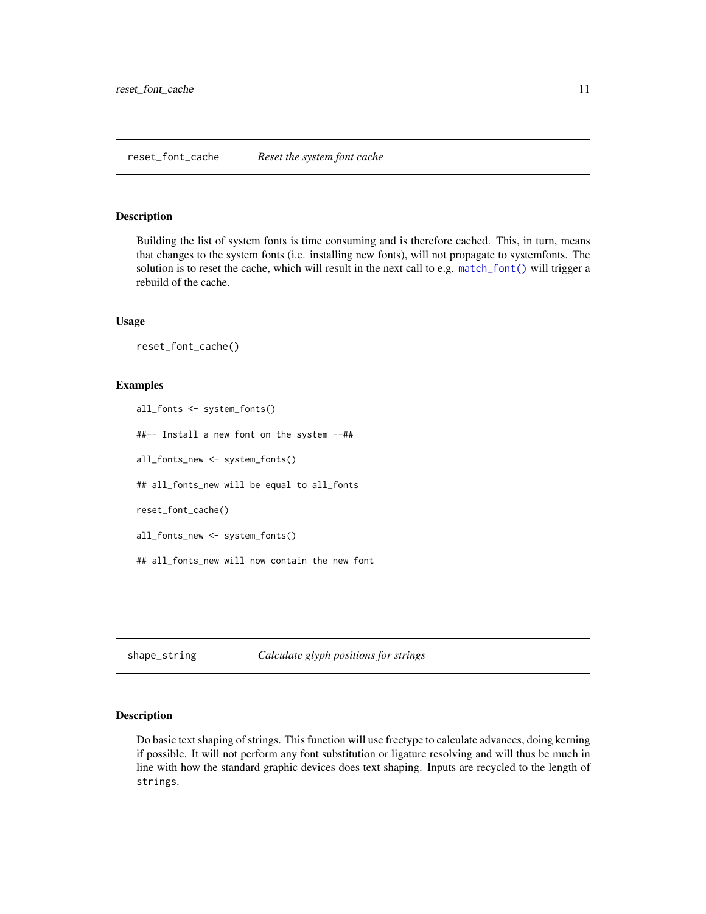## reset_font_cache — *Reset the system font cache*

### Description

Building the list of system fonts is time consuming and is therefore cached. This, in turn, means that changes to the system fonts (i.e. installing new fonts), will not propagate to systemfonts. The solution is to reset the cache, which will result in the next call to e.g. `match_font()` will trigger a rebuild of the cache.

### Usage

```
reset_font_cache()
```

### Examples

```
all_fonts <- system_fonts()

##-- Install a new font on the system --##

all_fonts_new <- system_fonts()

## all_fonts_new will be equal to all_fonts

reset_font_cache()

all_fonts_new <- system_fonts()

## all_fonts_new will now contain the new font
```

## shape_string — *Calculate glyph positions for strings*

### Description

Do basic text shaping of strings. This function will use freetype to calculate advances, doing kerning if possible. It will not perform any font substitution or ligature resolving and will thus be much in line with how the standard graphic devices does text shaping. Inputs are recycled to the length of `strings`.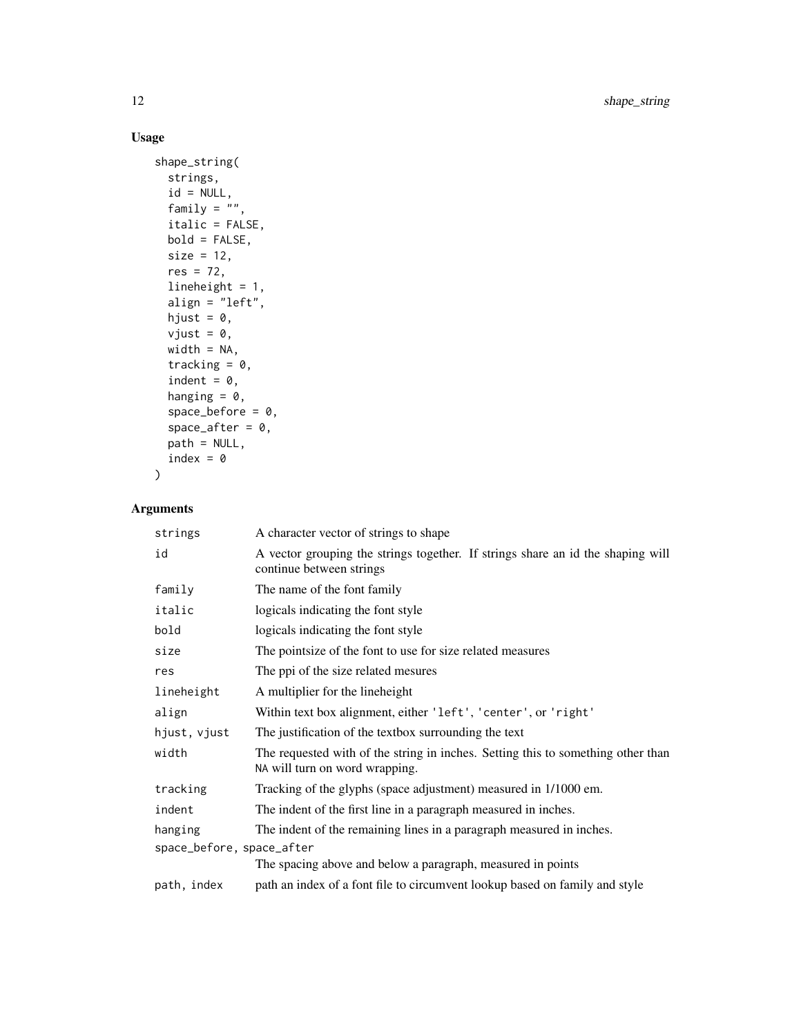## Usage

```
shape_string(
  strings,
  id = NULL,
  family = "",
  italic = FALSE,
  bold = FALSE,
  size = 12,
  res = 72,
  lineheight = 1,
  align = "left",
  hjust = 0,
  vjust = 0,
  width = NA,
  tracking = 0,
  indent = 0,
  hanging = 0,
  space_before = 0,
  space_after = 0,
  path = NULL,
  index = 0
)
```

## Arguments

| | |
|---|---|
| `strings` | A character vector of strings to shape |
| `id` | A vector grouping the strings together. If strings share an id the shaping will continue between strings |
| `family` | The name of the font family |
| `italic` | logicals indicating the font style |
| `bold` | logicals indicating the font style |
| `size` | The pointsize of the font to use for size related measures |
| `res` | The ppi of the size related mesures |
| `lineheight` | A multiplier for the lineheight |
| `align` | Within text box alignment, either `'left'`, `'center'`, or `'right'` |
| `hjust, vjust` | The justification of the textbox surrounding the text |
| `width` | The requested with of the string in inches. Setting this to something other than `NA` will turn on word wrapping. |
| `tracking` | Tracking of the glyphs (space adjustment) measured in 1/1000 em. |
| `indent` | The indent of the first line in a paragraph measured in inches. |
| `hanging` | The indent of the remaining lines in a paragraph measured in inches. |
| `space_before, space_after` | The spacing above and below a paragraph, measured in points |
| `path, index` | path an index of a font file to circumvent lookup based on family and style |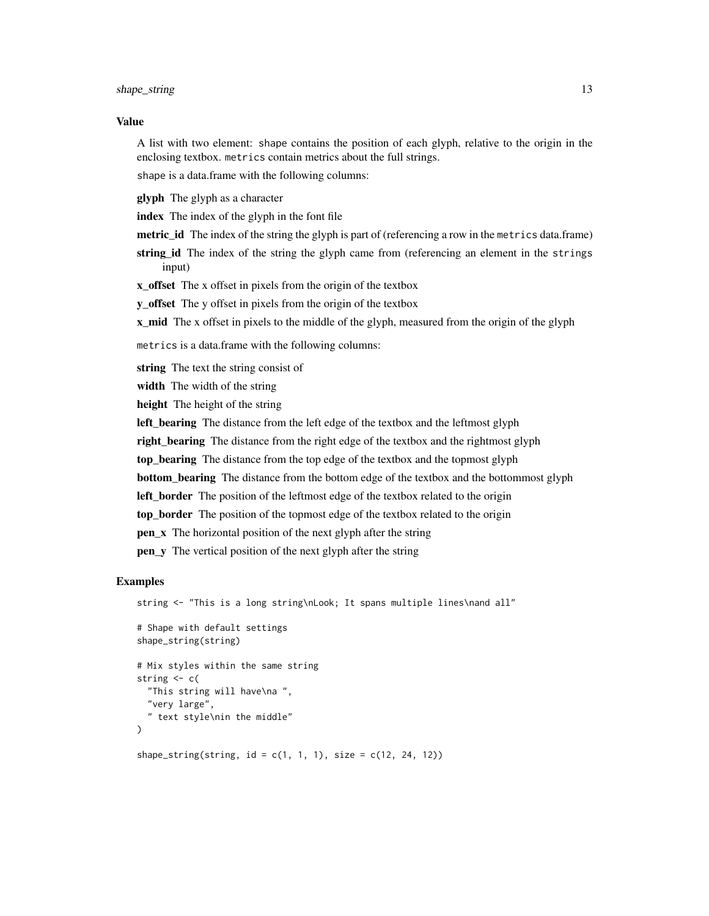### Value

A list with two element: `shape` contains the position of each glyph, relative to the origin in the enclosing textbox. `metrics` contain metrics about the full strings.

`shape` is a data.frame with the following columns:

**glyph** The glyph as a character

**index** The index of the glyph in the font file

**metric_id** The index of the string the glyph is part of (referencing a row in the `metrics` data.frame)

**string_id** The index of the string the glyph came from (referencing an element in the `strings` input)

**x_offset** The x offset in pixels from the origin of the textbox

**y_offset** The y offset in pixels from the origin of the textbox

**x_mid** The x offset in pixels to the middle of the glyph, measured from the origin of the glyph

`metrics` is a data.frame with the following columns:

**string** The text the string consist of

**width** The width of the string

**height** The height of the string

**left_bearing** The distance from the left edge of the textbox and the leftmost glyph

**right_bearing** The distance from the right edge of the textbox and the rightmost glyph

**top_bearing** The distance from the top edge of the textbox and the topmost glyph

**bottom_bearing** The distance from the bottom edge of the textbox and the bottommost glyph

**left_border** The position of the leftmost edge of the textbox related to the origin

**top_border** The position of the topmost edge of the textbox related to the origin

**pen_x** The horizontal position of the next glyph after the string

**pen_y** The vertical position of the next glyph after the string

### Examples

```
string <- "This is a long string\nLook; It spans multiple lines\nand all"

# Shape with default settings
shape_string(string)

# Mix styles within the same string
string <- c(
  "This string will have\na ",
  "very large",
  " text style\nin the middle"
)

shape_string(string, id = c(1, 1, 1), size = c(12, 24, 12))
```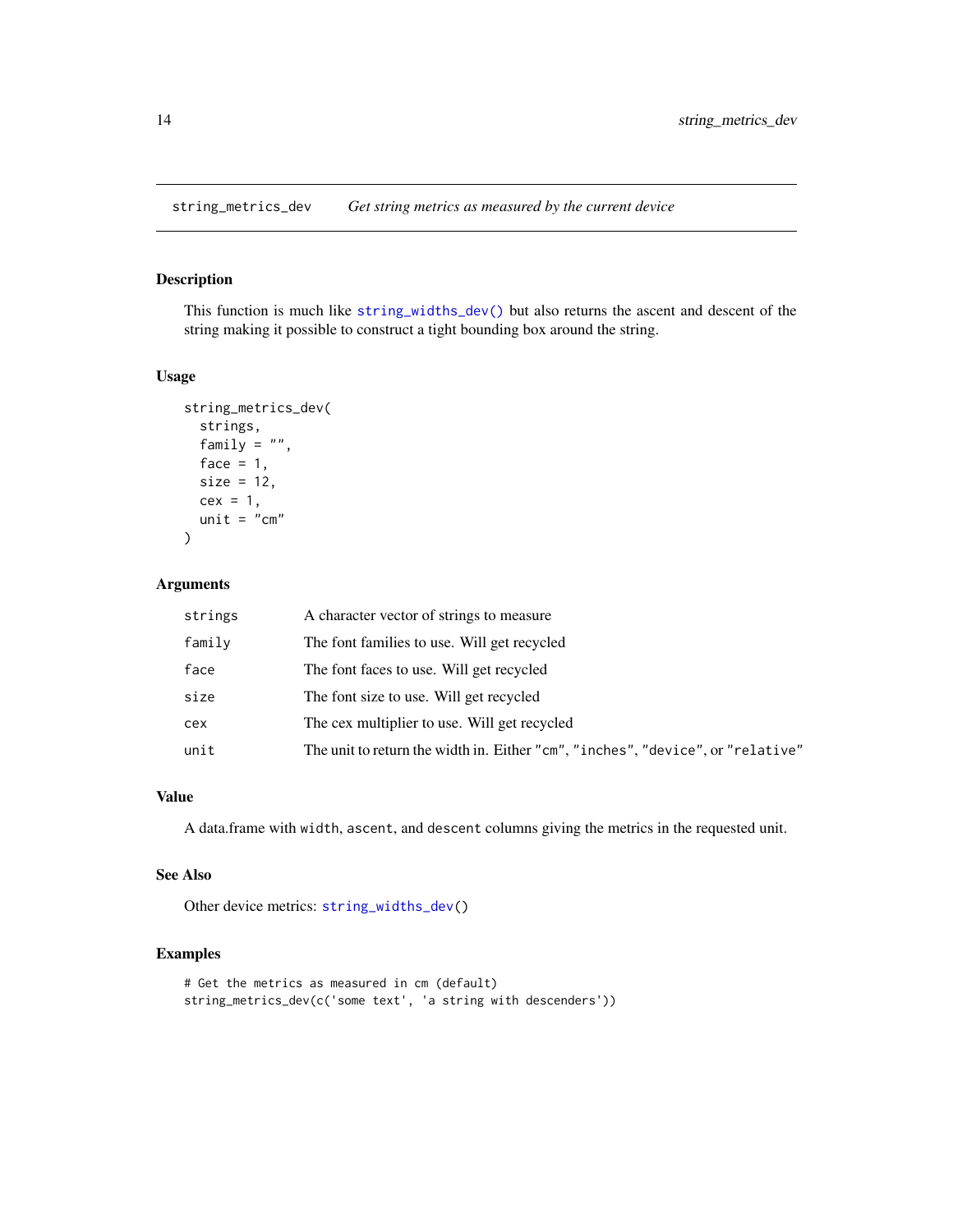## string_metrics_dev — *Get string metrics as measured by the current device*

### Description

This function is much like `string_widths_dev()` but also returns the ascent and descent of the string making it possible to construct a tight bounding box around the string.

### Usage

```
string_metrics_dev(
  strings,
  family = "",
  face = 1,
  size = 12,
  cex = 1,
  unit = "cm"
)
```

### Arguments

| | |
|---|---|
| `strings` | A character vector of strings to measure |
| `family` | The font families to use. Will get recycled |
| `face` | The font faces to use. Will get recycled |
| `size` | The font size to use. Will get recycled |
| `cex` | The cex multiplier to use. Will get recycled |
| `unit` | The unit to return the width in. Either `"cm"`, `"inches"`, `"device"`, or `"relative"` |

### Value

A data.frame with `width`, `ascent`, and `descent` columns giving the metrics in the requested unit.

### See Also

Other device metrics: `string_widths_dev()`

### Examples

```
# Get the metrics as measured in cm (default)
string_metrics_dev(c('some text', 'a string with descenders'))
```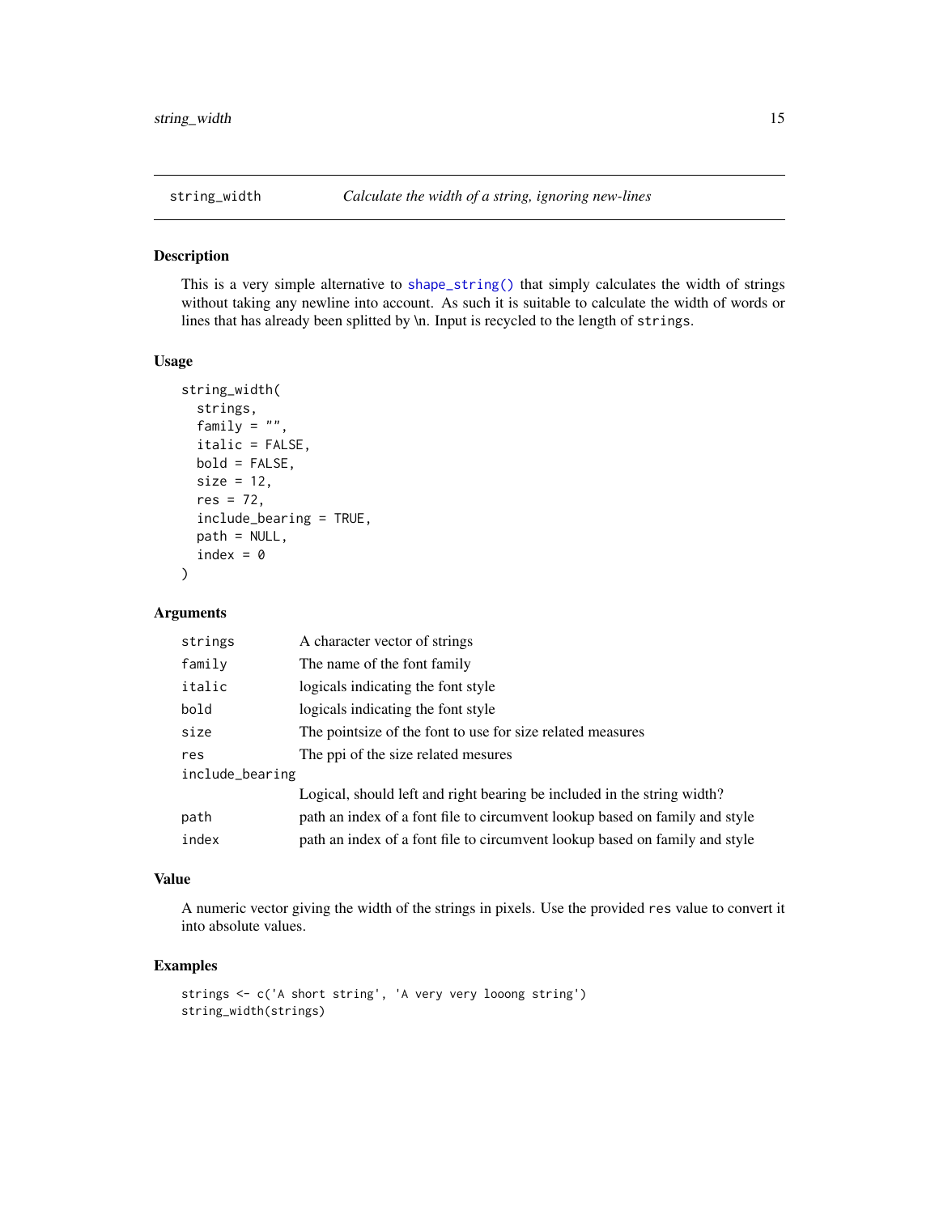## string_width — *Calculate the width of a string, ignoring new-lines*

### Description

This is a very simple alternative to `shape_string()` that simply calculates the width of strings without taking any newline into account. As such it is suitable to calculate the width of words or lines that has already been splitted by \n. Input is recycled to the length of `strings`.

### Usage

```
string_width(
  strings,
  family = "",
  italic = FALSE,
  bold = FALSE,
  size = 12,
  res = 72,
  include_bearing = TRUE,
  path = NULL,
  index = 0
)
```

### Arguments

| | |
|---|---|
| `strings` | A character vector of strings |
| `family` | The name of the font family |
| `italic` | logicals indicating the font style |
| `bold` | logicals indicating the font style |
| `size` | The pointsize of the font to use for size related measures |
| `res` | The ppi of the size related mesures |
| `include_bearing` | Logical, should left and right bearing be included in the string width? |
| `path` | path an index of a font file to circumvent lookup based on family and style |
| `index` | path an index of a font file to circumvent lookup based on family and style |

### Value

A numeric vector giving the width of the strings in pixels. Use the provided `res` value to convert it into absolute values.

### Examples

```
strings <- c('A short string', 'A very very looong string')
string_width(strings)
```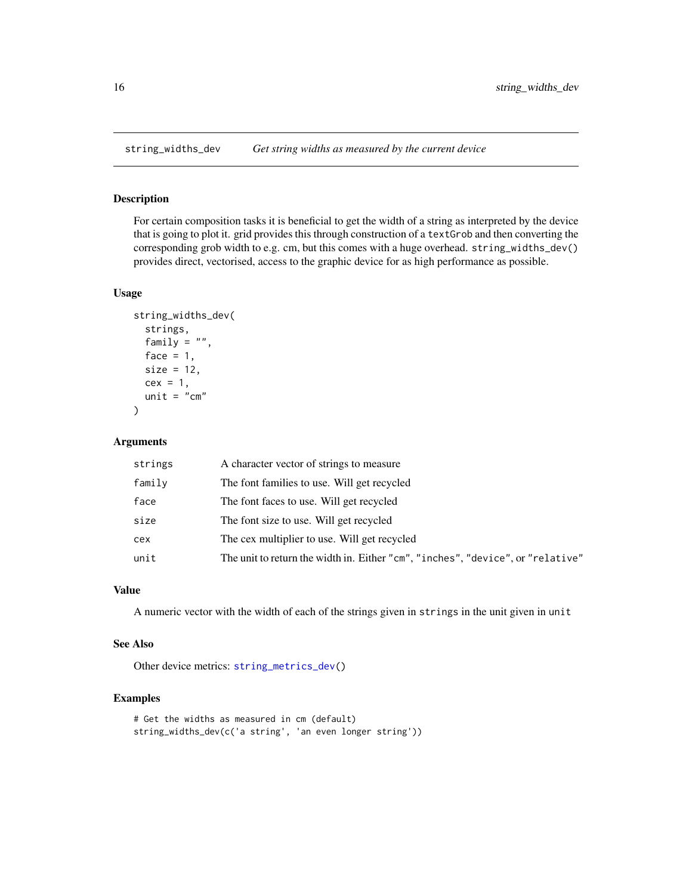## string_widths_dev *Get string widths as measured by the current device*

### Description

For certain composition tasks it is beneficial to get the width of a string as interpreted by the device that is going to plot it. grid provides this through construction of a `textGrob` and then converting the corresponding grob width to e.g. cm, but this comes with a huge overhead. `string_widths_dev()` provides direct, vectorised, access to the graphic device for as high performance as possible.

### Usage

```
string_widths_dev(
  strings,
  family = "",
  face = 1,
  size = 12,
  cex = 1,
  unit = "cm"
)
```

### Arguments

| | |
|---|---|
| `strings` | A character vector of strings to measure |
| `family` | The font families to use. Will get recycled |
| `face` | The font faces to use. Will get recycled |
| `size` | The font size to use. Will get recycled |
| `cex` | The cex multiplier to use. Will get recycled |
| `unit` | The unit to return the width in. Either `"cm"`, `"inches"`, `"device"`, or `"relative"` |

### Value

A numeric vector with the width of each of the strings given in `strings` in the unit given in `unit`

### See Also

Other device metrics: `string_metrics_dev()`

### Examples

```
# Get the widths as measured in cm (default)
string_widths_dev(c('a string', 'an even longer string'))
```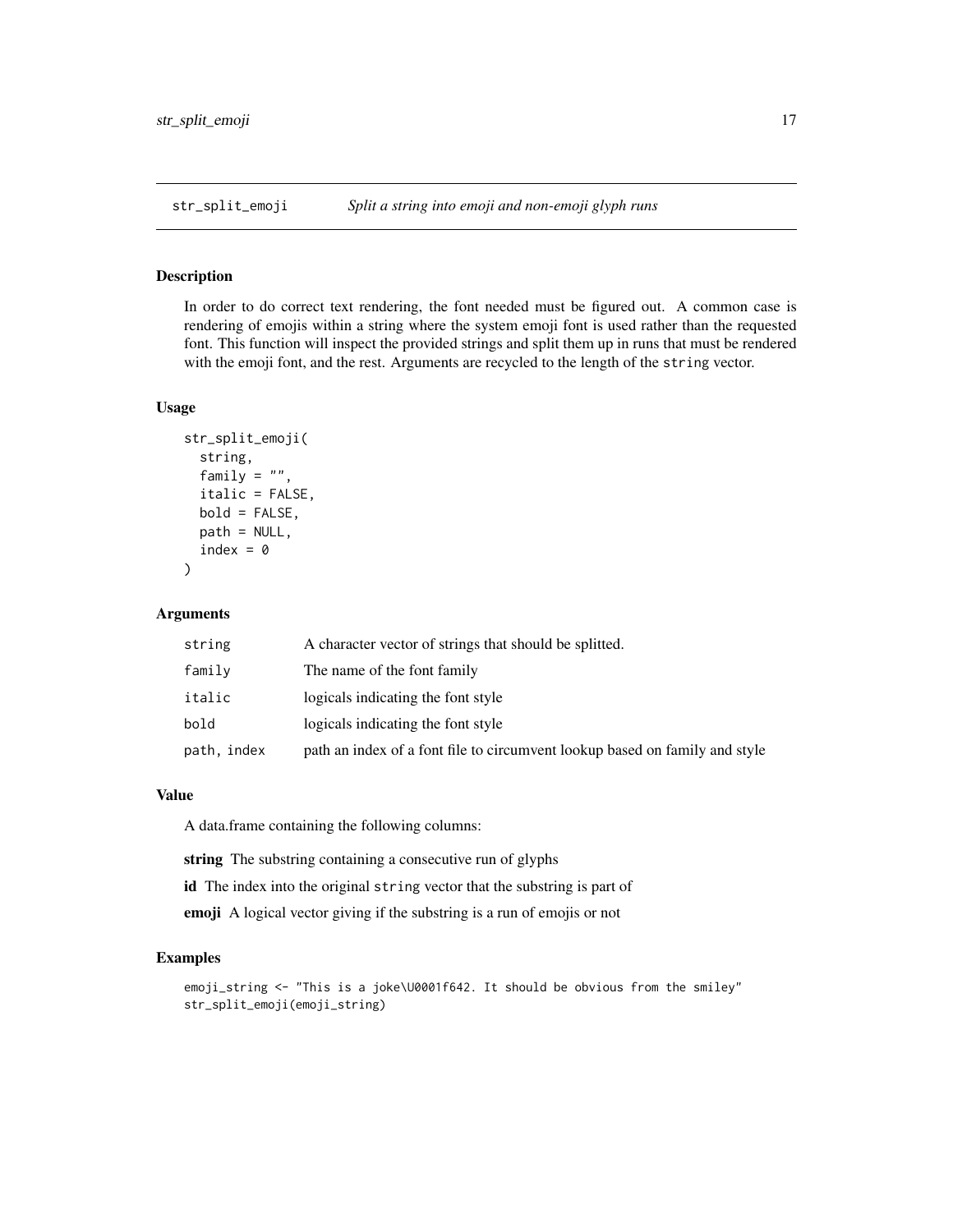## str_split_emoji *Split a string into emoji and non-emoji glyph runs*

### Description

In order to do correct text rendering, the font needed must be figured out. A common case is rendering of emojis within a string where the system emoji font is used rather than the requested font. This function will inspect the provided strings and split them up in runs that must be rendered with the emoji font, and the rest. Arguments are recycled to the length of the `string` vector.

### Usage

```
str_split_emoji(
  string,
  family = "",
  italic = FALSE,
  bold = FALSE,
  path = NULL,
  index = 0
)
```

### Arguments

| | |
|---|---|
| `string` | A character vector of strings that should be splitted. |
| `family` | The name of the font family |
| `italic` | logicals indicating the font style |
| `bold` | logicals indicating the font style |
| `path, index` | path an index of a font file to circumvent lookup based on family and style |

### Value

A data.frame containing the following columns:

**string** The substring containing a consecutive run of glyphs

**id** The index into the original `string` vector that the substring is part of

**emoji** A logical vector giving if the substring is a run of emojis or not

### Examples

```
emoji_string <- "This is a joke\U0001f642. It should be obvious from the smiley"
str_split_emoji(emoji_string)
```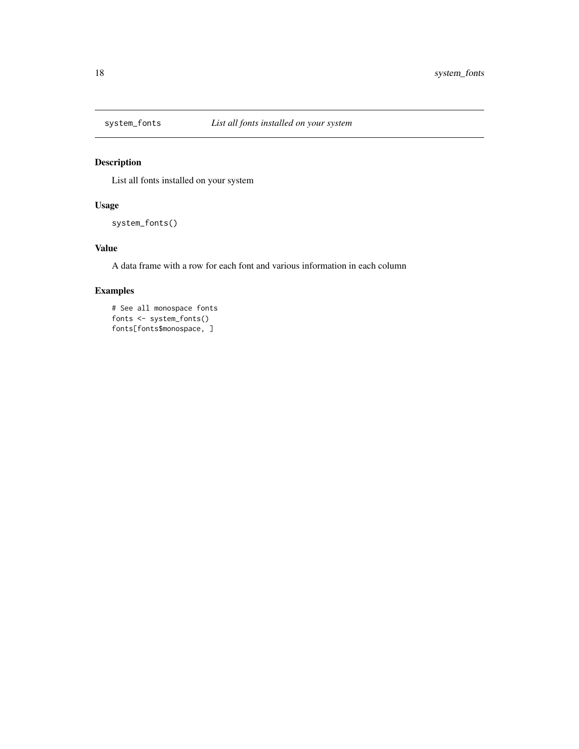system_fonts — *List all fonts installed on your system*

## Description

List all fonts installed on your system

## Usage

```
system_fonts()
```

## Value

A data frame with a row for each font and various information in each column

## Examples

```
# See all monospace fonts
fonts <- system_fonts()
fonts[fonts$monospace, ]
```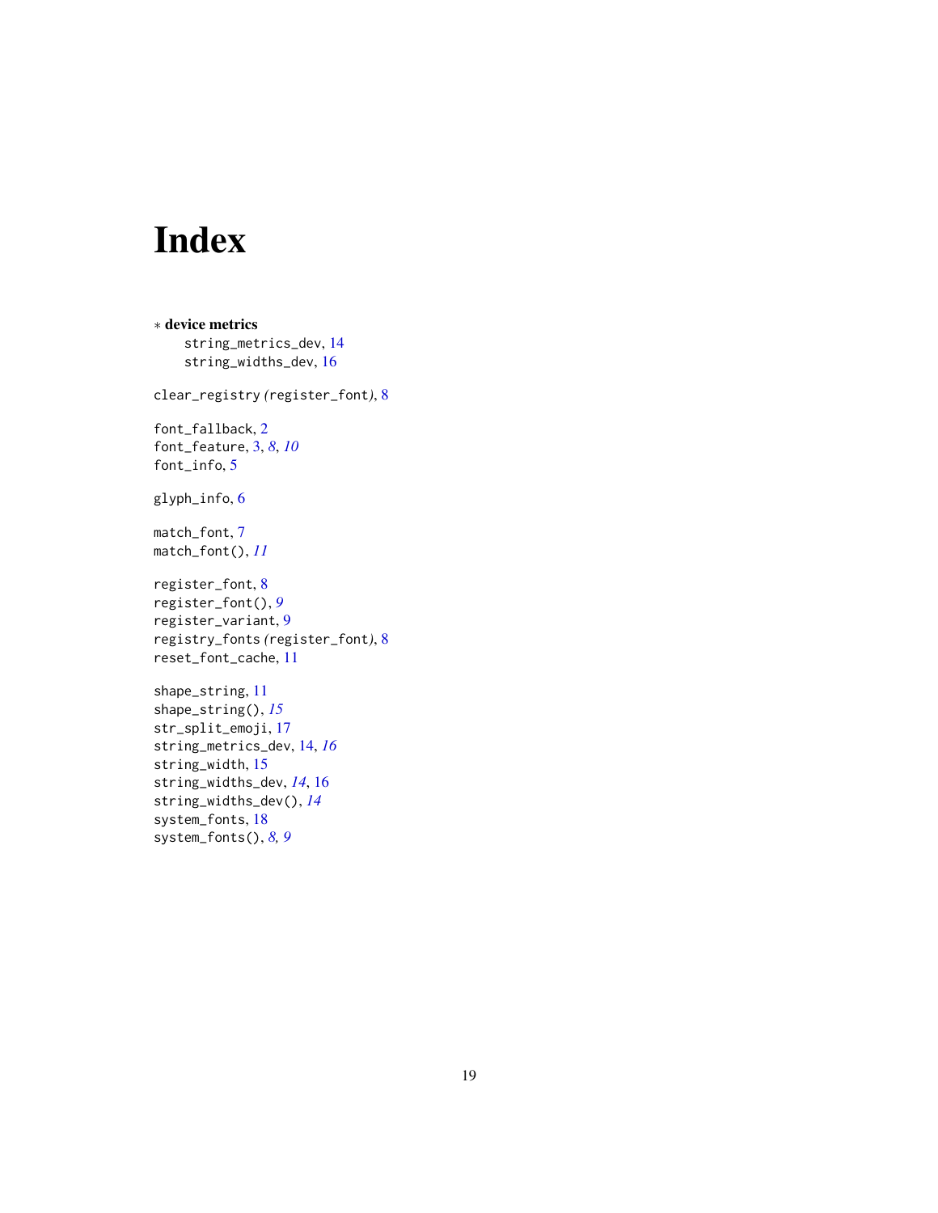# Index

∗ **device metrics**

string_metrics_dev, 14
string_widths_dev, 16

clear_registry *(*register_font*)*, 8

font_fallback, 2
font_feature, 3, *8*, *10*
font_info, 5

glyph_info, 6

match_font, 7
match_font(), *11*

register_font, 8
register_font(), *9*
register_variant, 9
registry_fonts *(*register_font*)*, 8
reset_font_cache, 11

shape_string, 11
shape_string(), *15*
str_split_emoji, 17
string_metrics_dev, 14, *16*
string_width, 15
string_widths_dev, *14*, 16
string_widths_dev(), *14*
system_fonts, 18
system_fonts(), *8, 9*